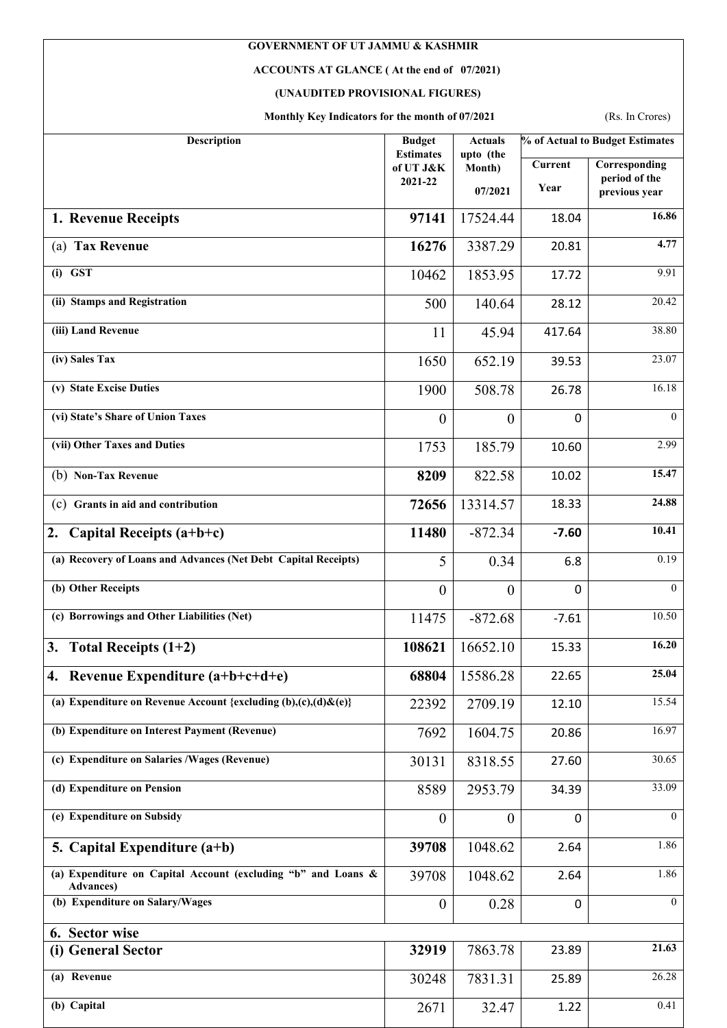**GOVERNMENT OF UT JAMMU & KASHMIR**

**ACCOUNTS AT GLANCE ( At the end of 07/2021)**

**(UNAUDITED PROVISIONAL FIGURES)**

**Monthly Key Indicators for the month of 07/2021** (Rs. In Crores)

| Description | Budget Estimates of UT J&K 2021-22 | Actuals upto (the Month) 07/2021 | % of Actual to Budget Estimates | |
|---|---|---|---|---|
| | | | Current Year | Corresponding period of the previous year |
| **1. Revenue Receipts** | **97141** | 17524.44 | 18.04 | **16.86** |
| (a) **Tax Revenue** | **16276** | 3387.29 | 20.81 | **4.77** |
| **(i) GST** | 10462 | 1853.95 | 17.72 | 9.91 |
| **(ii) Stamps and Registration** | 500 | 140.64 | 28.12 | 20.42 |
| **(iii) Land Revenue** | 11 | 45.94 | 417.64 | 38.80 |
| **(iv) Sales Tax** | 1650 | 652.19 | 39.53 | 23.07 |
| **(v) State Excise Duties** | 1900 | 508.78 | 26.78 | 16.18 |
| **(vi) State's Share of Union Taxes** | 0 | 0 | 0 | 0 |
| **(vii) Other Taxes and Duties** | 1753 | 185.79 | 10.60 | 2.99 |
| (b) **Non-Tax Revenue** | **8209** | 822.58 | 10.02 | **15.47** |
| (c) **Grants in aid and contribution** | **72656** | 13314.57 | 18.33 | **24.88** |
| **2. Capital Receipts (a+b+c)** | **11480** | -872.34 | **-7.60** | **10.41** |
| **(a) Recovery of Loans and Advances (Net Debt Capital Receipts)** | 5 | 0.34 | 6.8 | 0.19 |
| **(b) Other Receipts** | 0 | 0 | 0 | 0 |
| **(c) Borrowings and Other Liabilities (Net)** | 11475 | -872.68 | -7.61 | 10.50 |
| **3. Total Receipts (1+2)** | **108621** | 16652.10 | 15.33 | **16.20** |
| **4. Revenue Expenditure (a+b+c+d+e)** | **68804** | 15586.28 | 22.65 | **25.04** |
| **(a) Expenditure on Revenue Account {excluding (b),(c),(d)&(e)}** | 22392 | 2709.19 | 12.10 | 15.54 |
| **(b) Expenditure on Interest Payment (Revenue)** | 7692 | 1604.75 | 20.86 | 16.97 |
| **(c) Expenditure on Salaries /Wages (Revenue)** | 30131 | 8318.55 | 27.60 | 30.65 |
| **(d) Expenditure on Pension** | 8589 | 2953.79 | 34.39 | 33.09 |
| **(e) Expenditure on Subsidy** | 0 | 0 | 0 | 0 |
| **5. Capital Expenditure (a+b)** | **39708** | 1048.62 | 2.64 | 1.86 |
| **(a) Expenditure on Capital Account (excluding "b" and Loans & Advances)** | 39708 | 1048.62 | 2.64 | 1.86 |
| **(b) Expenditure on Salary/Wages** | 0 | 0.28 | 0 | 0 |
| **6. Sector wise** | | | | |
| **(i) General Sector** | **32919** | 7863.78 | 23.89 | **21.63** |
| **(a) Revenue** | 30248 | 7831.31 | 25.89 | 26.28 |
| **(b) Capital** | 2671 | 32.47 | 1.22 | 0.41 |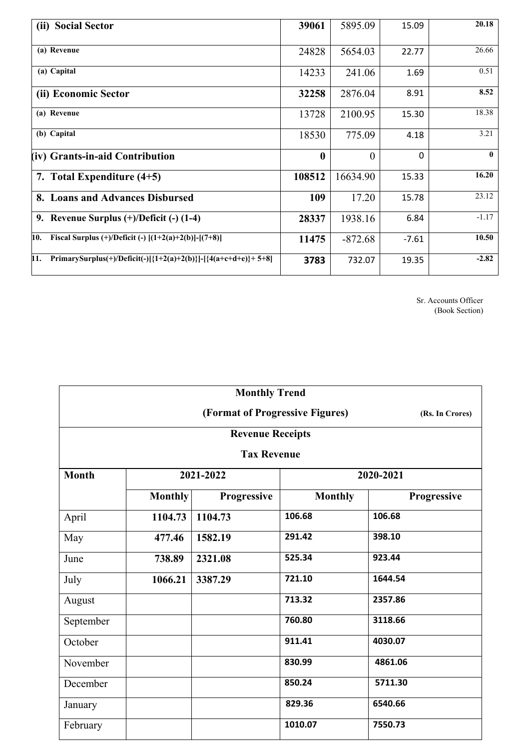| (ii) Social Sector | 39061 | 5895.09 | 15.09 | 20.18 |
|---|---|---|---|---|
| (a) Revenue | 24828 | 5654.03 | 22.77 | 26.66 |
| (a) Capital | 14233 | 241.06 | 1.69 | 0.51 |
| (ii) Economic Sector | 32258 | 2876.04 | 8.91 | 8.52 |
| (a) Revenue | 13728 | 2100.95 | 15.30 | 18.38 |
| (b) Capital | 18530 | 775.09 | 4.18 | 3.21 |
| (iv) Grants-in-aid Contribution | 0 | 0 | 0 | 0 |
| 7. Total Expenditure (4+5) | 108512 | 16634.90 | 15.33 | 16.20 |
| 8. Loans and Advances Disbursed | 109 | 17.20 | 15.78 | 23.12 |
| 9. Revenue Surplus (+)/Deficit (-) (1-4) | 28337 | 1938.16 | 6.84 | -1.17 |
| 10. Fiscal Surplus (+)/Deficit (-) [(1+2(a)+2(b)]-[(7+8)] | 11475 | -872.68 | -7.61 | 10.50 |
| 11. PrimarySurplus(+)/Deficit(-)[{1+2(a)+2(b)}]-[{4(a+c+d+e)}+ 5+8] | 3783 | 732.07 | 19.35 | -2.82 |

Sr. Accounts Officer
(Book Section)

**Monthly Trend**

**(Format of Progressive Figures)** **(Rs. In Crores)**

**Revenue Receipts**

**Tax Revenue**

| Month | 2021-2022 | | 2020-2021 | |
|---|---|---|---|---|
| | Monthly | Progressive | Monthly | Progressive |
| April | 1104.73 | 1104.73 | 106.68 | 106.68 |
| May | 477.46 | 1582.19 | 291.42 | 398.10 |
| June | 738.89 | 2321.08 | 525.34 | 923.44 |
| July | 1066.21 | 3387.29 | 721.10 | 1644.54 |
| August | | | 713.32 | 2357.86 |
| September | | | 760.80 | 3118.66 |
| October | | | 911.41 | 4030.07 |
| November | | | 830.99 | 4861.06 |
| December | | | 850.24 | 5711.30 |
| January | | | 829.36 | 6540.66 |
| February | | | 1010.07 | 7550.73 |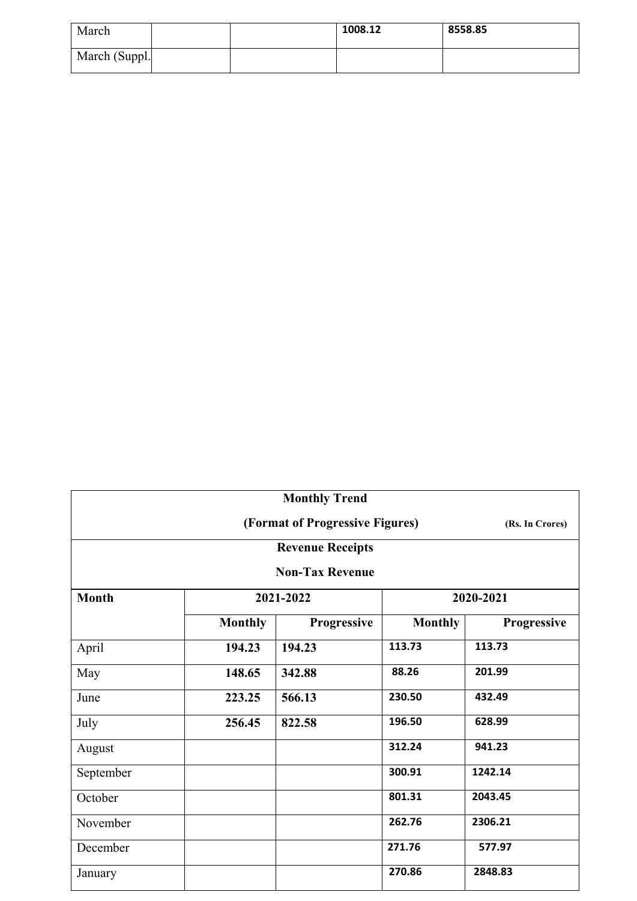| March | | | 1008.12 | 8558.85 |
|---|---|---|---|---|
| March (Suppl. | | | | |

| Monthly Trend (Format of Progressive Figures) (Rs. In Crores) | | | | |
|---|---|---|---|---|
| **Revenue Receipts** | | | | |
| **Non-Tax Revenue** | | | | |
| **Month** | **2021-2022** | | **2020-2021** | |
| | **Monthly** | **Progressive** | **Monthly** | **Progressive** |
| April | **194.23** | **194.23** | 113.73 | 113.73 |
| May | **148.65** | **342.88** | 88.26 | 201.99 |
| June | **223.25** | **566.13** | 230.50 | 432.49 |
| July | **256.45** | **822.58** | 196.50 | 628.99 |
| August | | | 312.24 | 941.23 |
| September | | | 300.91 | 1242.14 |
| October | | | 801.31 | 2043.45 |
| November | | | 262.76 | 2306.21 |
| December | | | 271.76 | 577.97 |
| January | | | 270.86 | 2848.83 |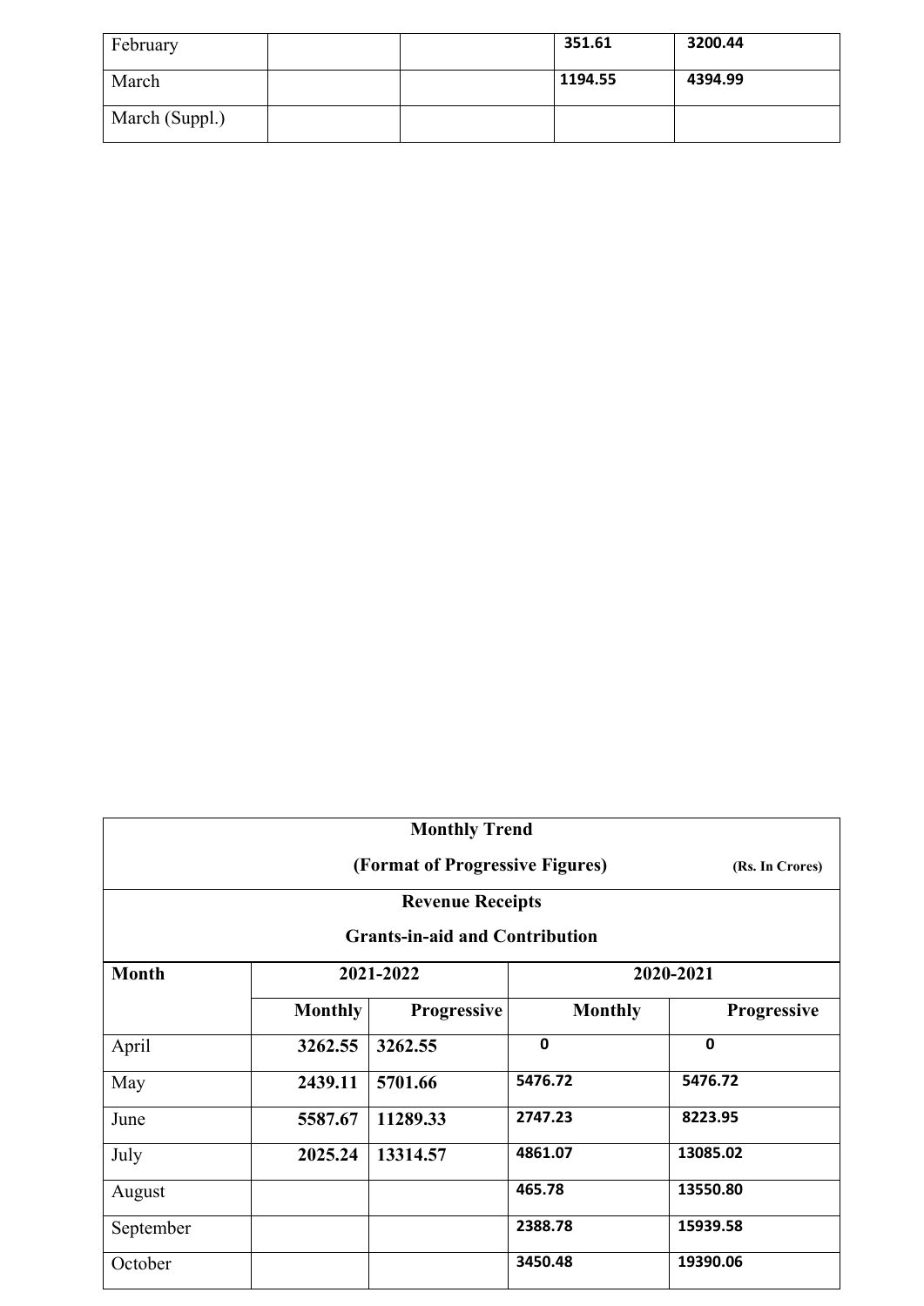| | | | | |
|---|---|---|---|---|
| February | | | 351.61 | 3200.44 |
| March | | | 1194.55 | 4394.99 |
| March (Suppl.) | | | | |

**Monthly Trend**

**(Format of Progressive Figures)** **(Rs. In Crores)**

**Revenue Receipts**

**Grants-in-aid and Contribution**

| Month | 2021-2022 | | 2020-2021 | |
|---|---|---|---|---|
| | Monthly | Progressive | Monthly | Progressive |
| April | 3262.55 | 3262.55 | 0 | 0 |
| May | 2439.11 | 5701.66 | 5476.72 | 5476.72 |
| June | 5587.67 | 11289.33 | 2747.23 | 8223.95 |
| July | 2025.24 | 13314.57 | 4861.07 | 13085.02 |
| August | | | 465.78 | 13550.80 |
| September | | | 2388.78 | 15939.58 |
| October | | | 3450.48 | 19390.06 |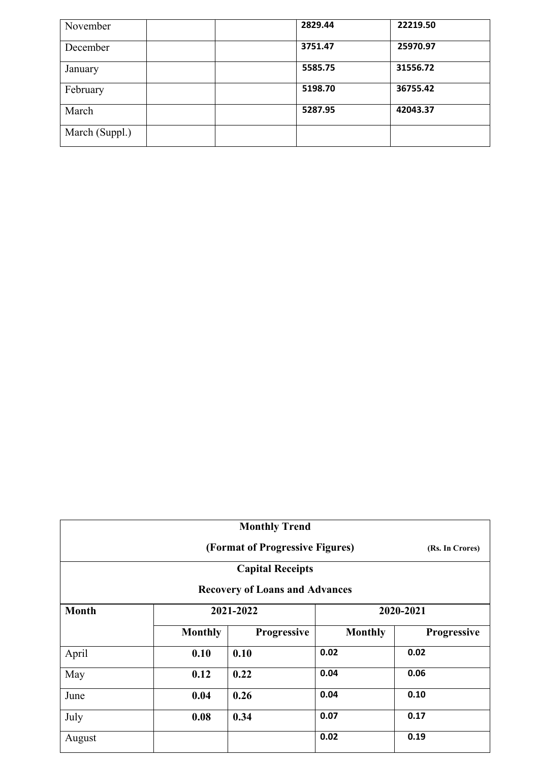| November | | | 2829.44 | 22219.50 |
|---|---|---|---|---|
| December | | | 3751.47 | 25970.97 |
| January | | | 5585.75 | 31556.72 |
| February | | | 5198.70 | 36755.42 |
| March | | | 5287.95 | 42043.37 |
| March (Suppl.) | | | | |

**Monthly Trend**

**(Format of Progressive Figures)** **(Rs. In Crores)**

**Capital Receipts**

**Recovery of Loans and Advances**

| Month | 2021-2022 | | 2020-2021 | |
|---|---|---|---|---|
| | Monthly | Progressive | Monthly | Progressive |
| April | 0.10 | 0.10 | 0.02 | 0.02 |
| May | 0.12 | 0.22 | 0.04 | 0.06 |
| June | 0.04 | 0.26 | 0.04 | 0.10 |
| July | 0.08 | 0.34 | 0.07 | 0.17 |
| August | | | 0.02 | 0.19 |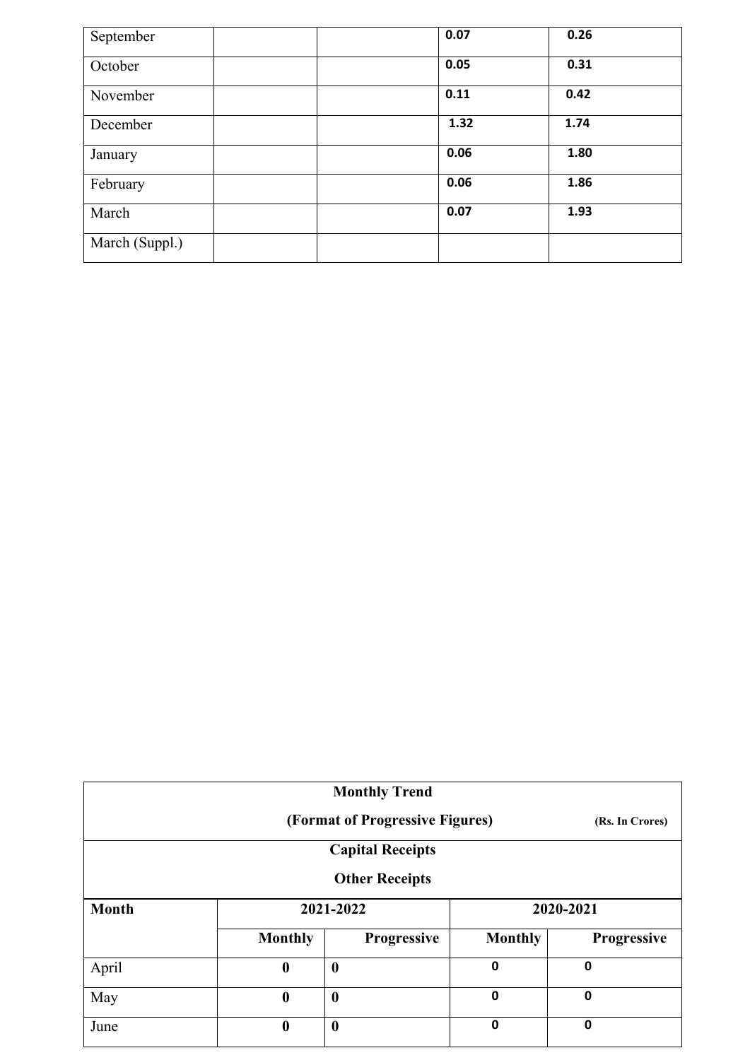| | | | | |
|---|---|---|---|---|
| September | | | 0.07 | 0.26 |
| October | | | 0.05 | 0.31 |
| November | | | 0.11 | 0.42 |
| December | | | 1.32 | 1.74 |
| January | | | 0.06 | 1.80 |
| February | | | 0.06 | 1.86 |
| March | | | 0.07 | 1.93 |
| March (Suppl.) | | | | |

**Monthly Trend**

**(Format of Progressive Figures)** **(Rs. In Crores)**

**Capital Receipts**

**Other Receipts**

| Month | 2021-2022 | | 2020-2021 | |
|---|---|---|---|---|
| | Monthly | Progressive | Monthly | Progressive |
| April | 0 | 0 | 0 | 0 |
| May | 0 | 0 | 0 | 0 |
| June | 0 | 0 | 0 | 0 |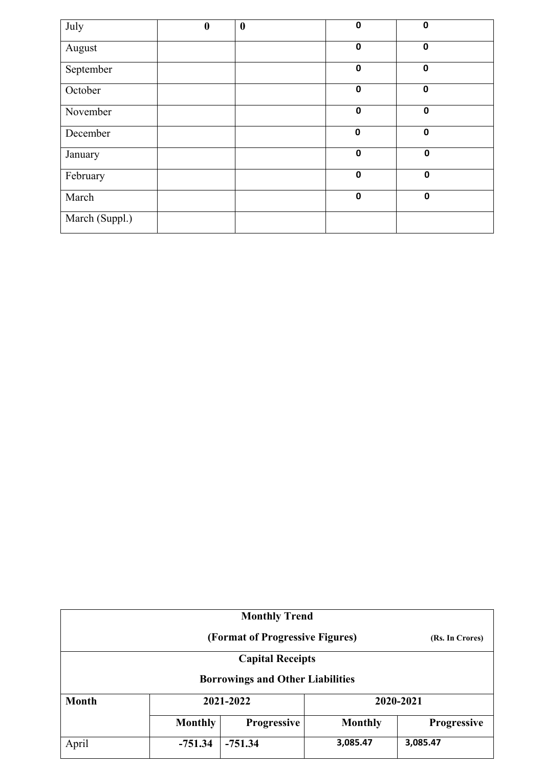| July | 0 | 0 | 0 | 0 |
|---|---|---|---|---|
| August | | | 0 | 0 |
| September | | | 0 | 0 |
| October | | | 0 | 0 |
| November | | | 0 | 0 |
| December | | | 0 | 0 |
| January | | | 0 | 0 |
| February | | | 0 | 0 |
| March | | | 0 | 0 |
| March (Suppl.) | | | | |

**Monthly Trend**

**(Format of Progressive Figures)** **(Rs. In Crores)**

**Capital Receipts**

**Borrowings and Other Liabilities**

| **Month** | **2021-2022** | | **2020-2021** | |
|---|---|---|---|---|
| | **Monthly** | **Progressive** | **Monthly** | **Progressive** |
| April | **-751.34** | **-751.34** | **3,085.47** | **3,085.47** |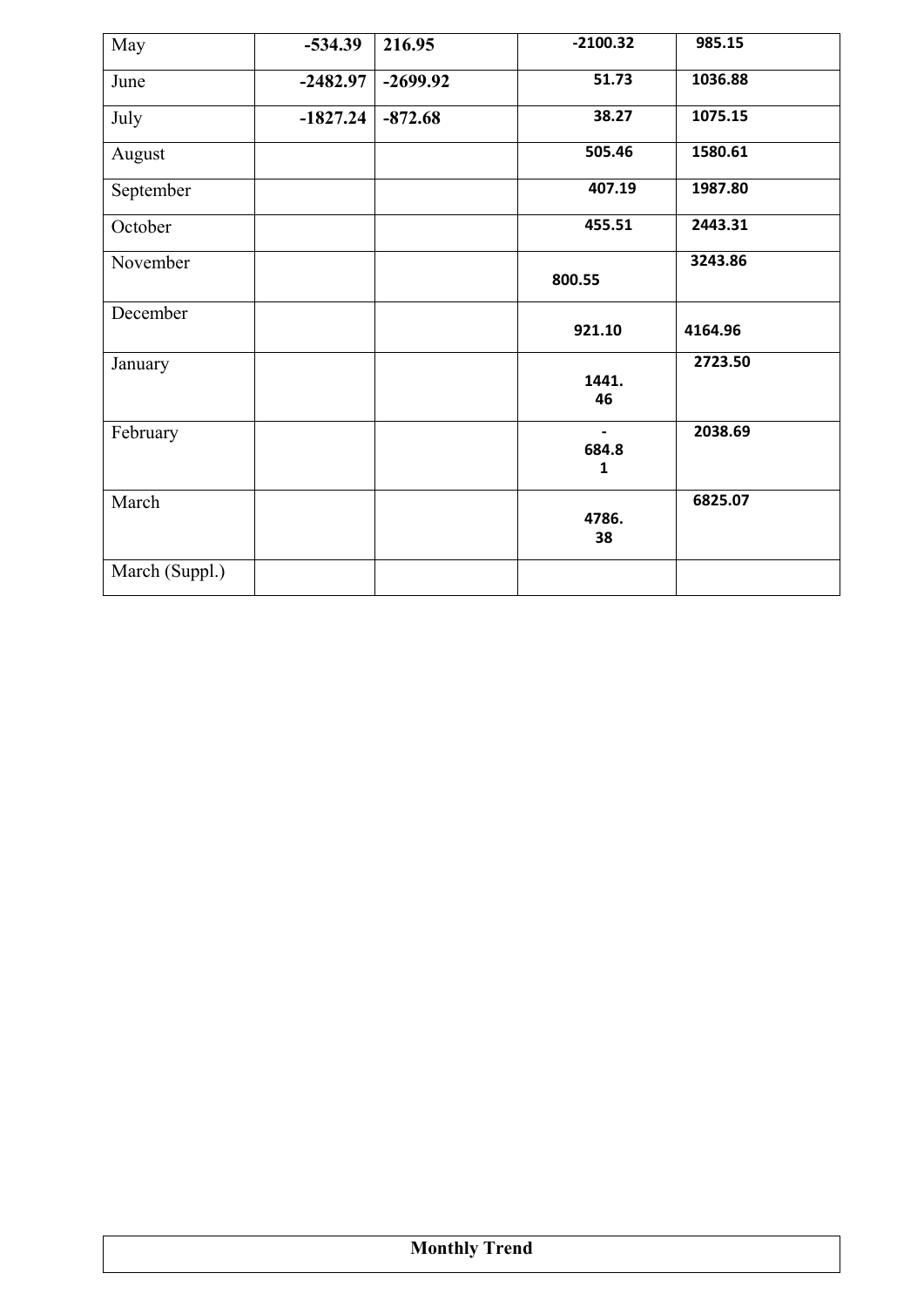| May | -534.39 | 216.95 | -2100.32 | 985.15 |
|---|---|---|---|---|
| June | -2482.97 | -2699.92 | 51.73 | 1036.88 |
| July | -1827.24 | -872.68 | 38.27 | 1075.15 |
| August | | | 505.46 | 1580.61 |
| September | | | 407.19 | 1987.80 |
| October | | | 455.51 | 2443.31 |
| November | | | 800.55 | 3243.86 |
| December | | | 921.10 | 4164.96 |
| January | | | 1441.46 | 2723.50 |
| February | | | -684.81 | 2038.69 |
| March | | | 4786.38 | 6825.07 |
| March (Suppl.) | | | | |

| Monthly Trend |
|---|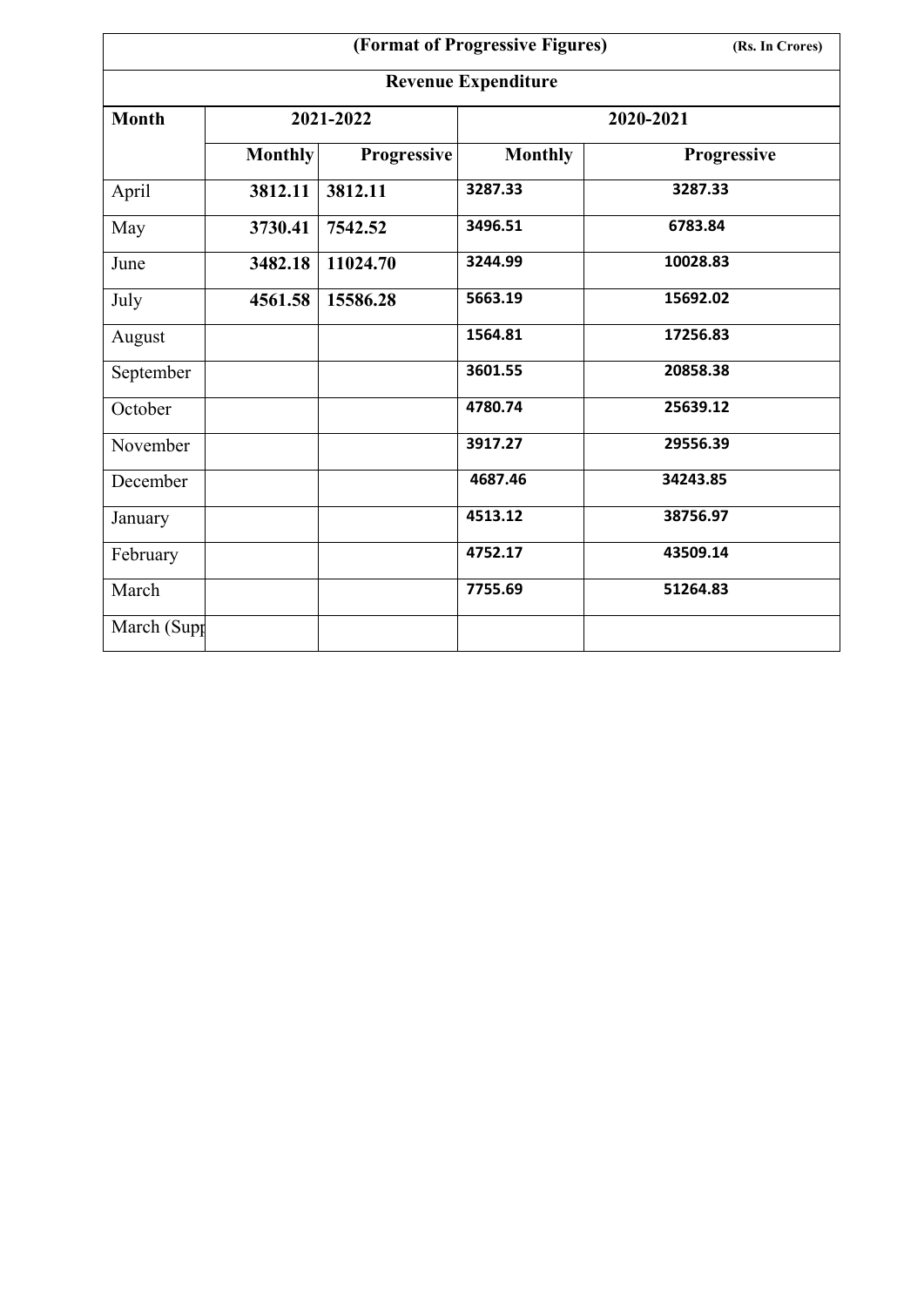| (Format of Progressive Figures) (Rs. In Crores) | | | | |
|---|---|---|---|---|
| **Revenue Expenditure** | | | | |
| **Month** | **2021-2022** | | **2020-2021** | |
| | **Monthly** | **Progressive** | **Monthly** | **Progressive** |
| April | **3812.11** | **3812.11** | **3287.33** | **3287.33** |
| May | **3730.41** | **7542.52** | **3496.51** | **6783.84** |
| June | **3482.18** | **11024.70** | **3244.99** | **10028.83** |
| July | **4561.58** | **15586.28** | **5663.19** | **15692.02** |
| August | | | **1564.81** | **17256.83** |
| September | | | **3601.55** | **20858.38** |
| October | | | **4780.74** | **25639.12** |
| November | | | **3917.27** | **29556.39** |
| December | | | **4687.46** | **34243.85** |
| January | | | **4513.12** | **38756.97** |
| February | | | **4752.17** | **43509.14** |
| March | | | **7755.69** | **51264.83** |
| March (Supp | | | | |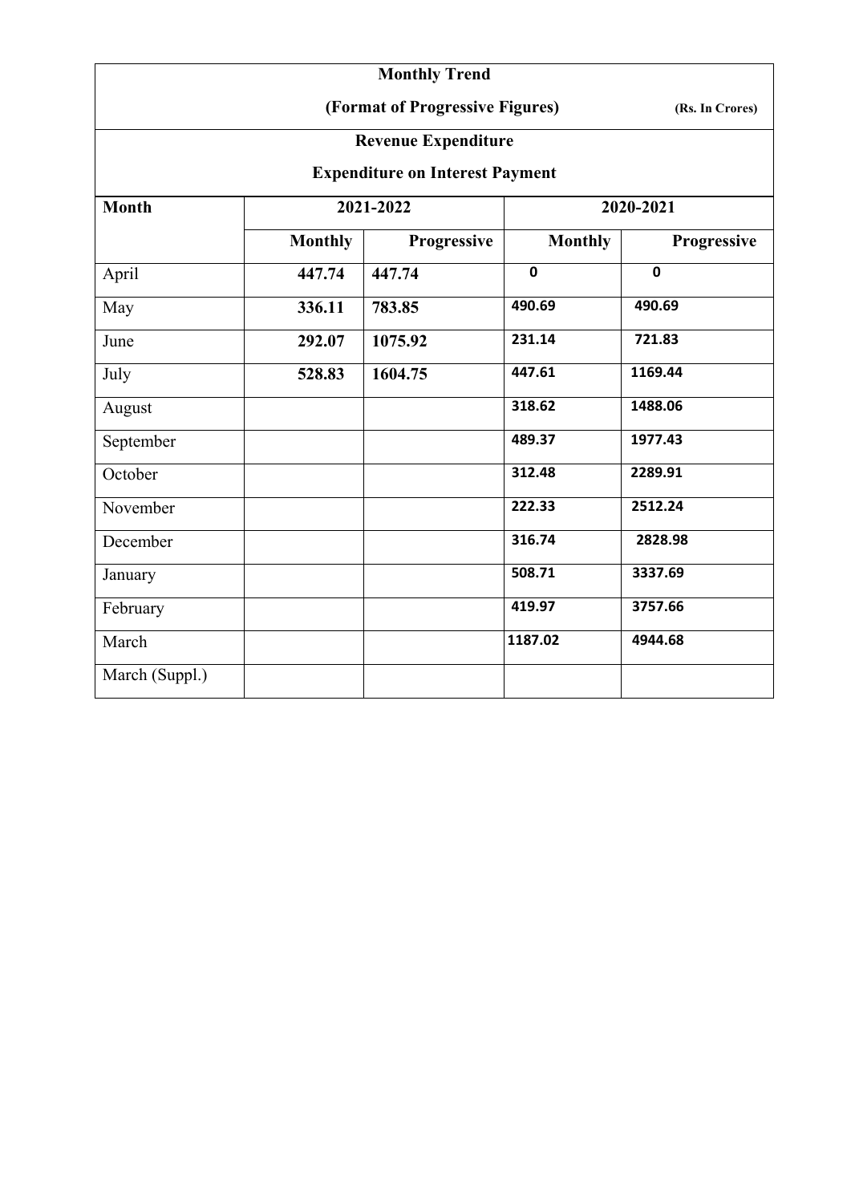**Monthly Trend**

**(Format of Progressive Figures)** **(Rs. In Crores)**

**Revenue Expenditure**

**Expenditure on Interest Payment**

| **Month** | **2021-2022** | | **2020-2021** | |
|---|---|---|---|---|
| | **Monthly** | **Progressive** | **Monthly** | **Progressive** |
| April | **447.74** | **447.74** | **0** | **0** |
| May | **336.11** | **783.85** | **490.69** | **490.69** |
| June | **292.07** | **1075.92** | **231.14** | **721.83** |
| July | **528.83** | **1604.75** | **447.61** | **1169.44** |
| August | | | **318.62** | **1488.06** |
| September | | | **489.37** | **1977.43** |
| October | | | **312.48** | **2289.91** |
| November | | | **222.33** | **2512.24** |
| December | | | **316.74** | **2828.98** |
| January | | | **508.71** | **3337.69** |
| February | | | **419.97** | **3757.66** |
| March | | | **1187.02** | **4944.68** |
| March (Suppl.) | | | | |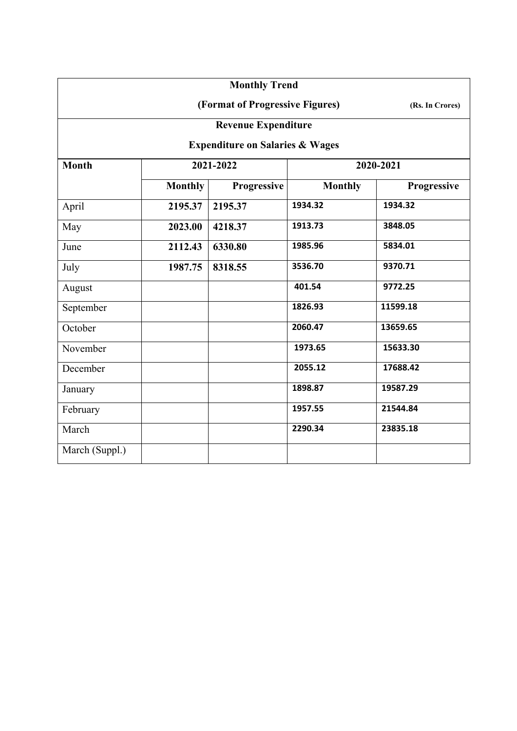**Monthly Trend**

**(Format of Progressive Figures)** **(Rs. In Crores)**

**Revenue Expenditure**

**Expenditure on Salaries & Wages**

| Month | 2021-2022 | | 2020-2021 | |
|---|---|---|---|---|
| | Monthly | Progressive | Monthly | Progressive |
| April | 2195.37 | 2195.37 | 1934.32 | 1934.32 |
| May | 2023.00 | 4218.37 | 1913.73 | 3848.05 |
| June | 2112.43 | 6330.80 | 1985.96 | 5834.01 |
| July | 1987.75 | 8318.55 | 3536.70 | 9370.71 |
| August | | | 401.54 | 9772.25 |
| September | | | 1826.93 | 11599.18 |
| October | | | 2060.47 | 13659.65 |
| November | | | 1973.65 | 15633.30 |
| December | | | 2055.12 | 17688.42 |
| January | | | 1898.87 | 19587.29 |
| February | | | 1957.55 | 21544.84 |
| March | | | 2290.34 | 23835.18 |
| March (Suppl.) | | | | |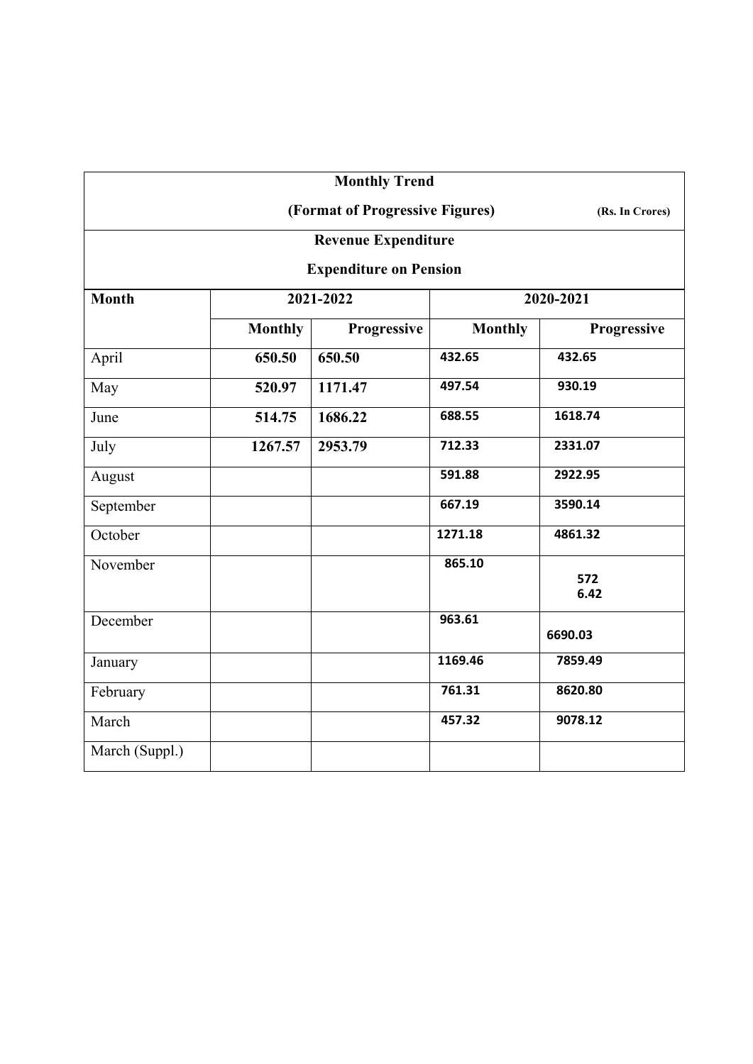| Monthly Trend (Format of Progressive Figures) (Rs. In Crores) | | | | |
|---|---|---|---|---|
| **Revenue Expenditure** | | | | |
| **Expenditure on Pension** | | | | |
| **Month** | **2021-2022** | | **2020-2021** | |
| | **Monthly** | **Progressive** | **Monthly** | **Progressive** |
| April | **650.50** | **650.50** | **432.65** | **432.65** |
| May | **520.97** | **1171.47** | **497.54** | **930.19** |
| June | **514.75** | **1686.22** | **688.55** | **1618.74** |
| July | **1267.57** | **2953.79** | **712.33** | **2331.07** |
| August | | | **591.88** | **2922.95** |
| September | | | **667.19** | **3590.14** |
| October | | | **1271.18** | **4861.32** |
| November | | | **865.10** | **572 6.42** |
| December | | | **963.61** | **6690.03** |
| January | | | **1169.46** | **7859.49** |
| February | | | **761.31** | **8620.80** |
| March | | | **457.32** | **9078.12** |
| March (Suppl.) | | | | |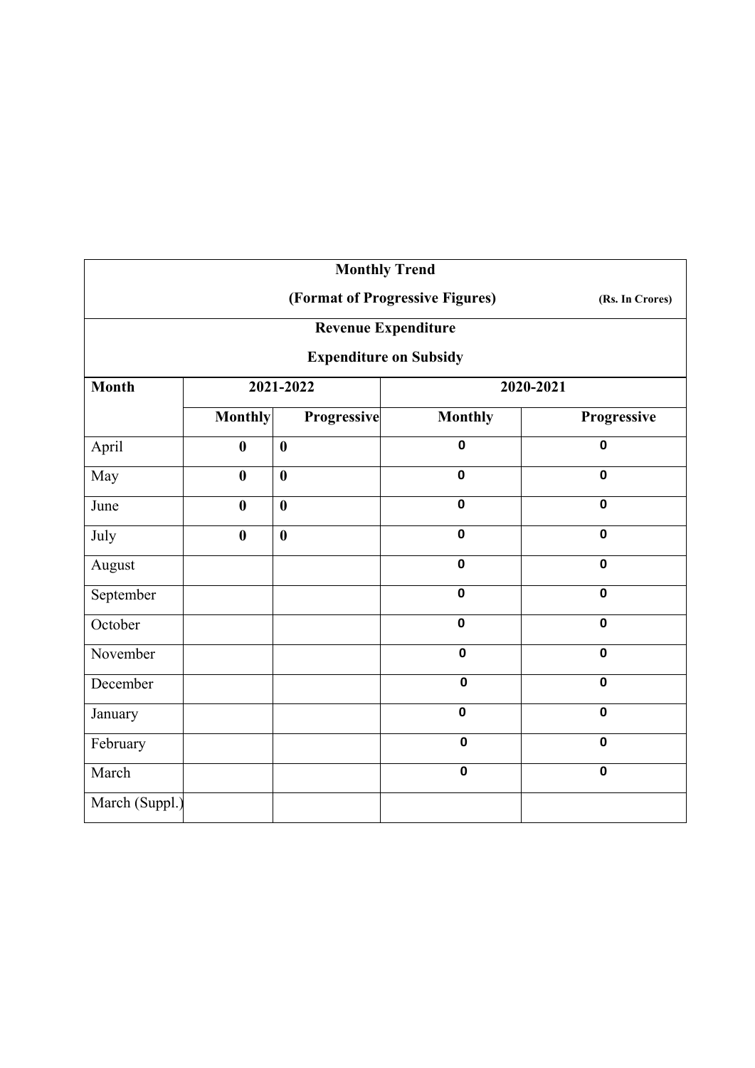**Monthly Trend**

**(Format of Progressive Figures)** **(Rs. In Crores)**

**Revenue Expenditure**

**Expenditure on Subsidy**

| Month | 2021-2022 | | 2020-2021 | |
|---|---|---|---|---|
| | Monthly | Progressive | Monthly | Progressive |
| April | 0 | 0 | 0 | 0 |
| May | 0 | 0 | 0 | 0 |
| June | 0 | 0 | 0 | 0 |
| July | 0 | 0 | 0 | 0 |
| August | | | 0 | 0 |
| September | | | 0 | 0 |
| October | | | 0 | 0 |
| November | | | 0 | 0 |
| December | | | 0 | 0 |
| January | | | 0 | 0 |
| February | | | 0 | 0 |
| March | | | 0 | 0 |
| March (Suppl.) | | | | |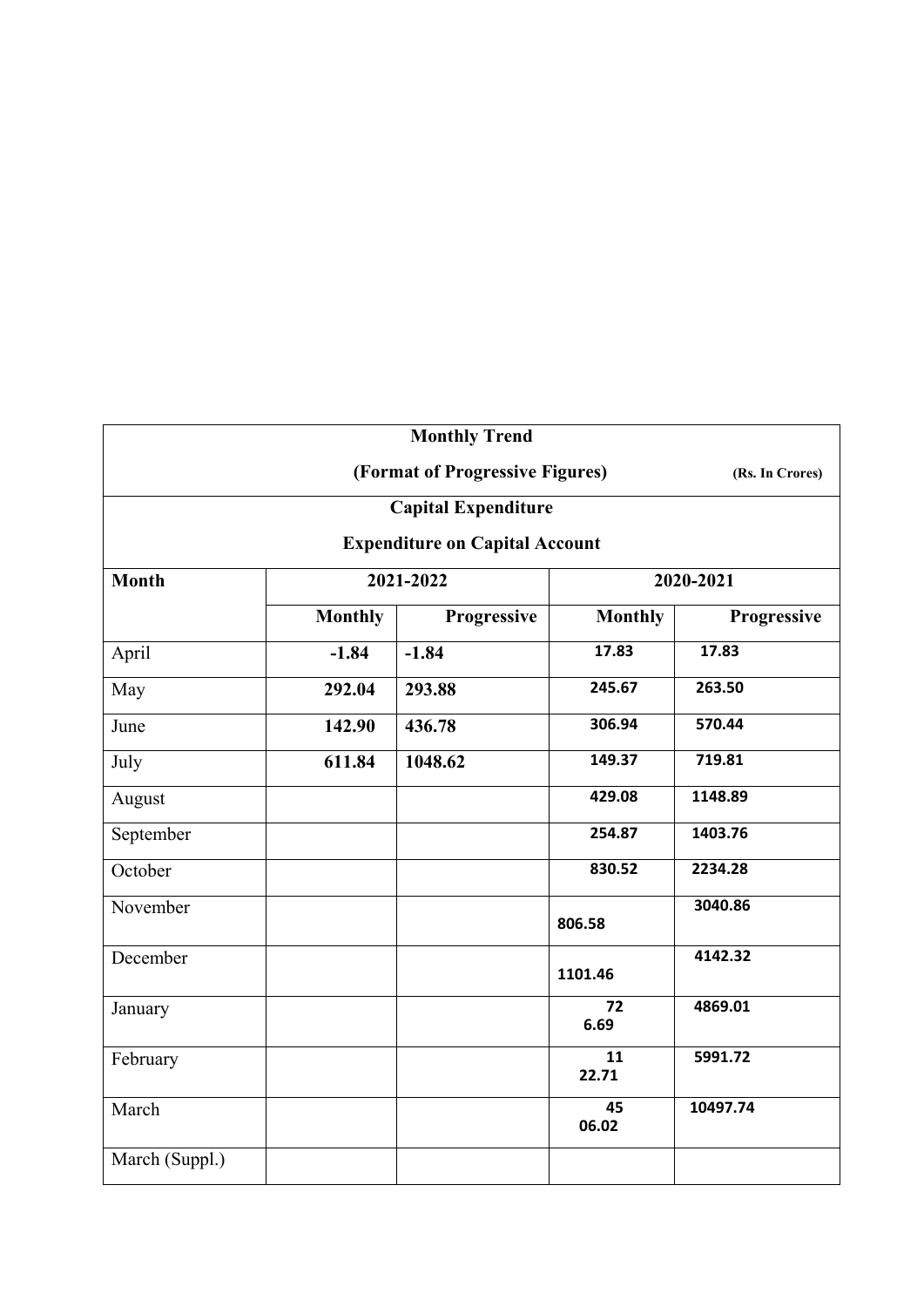| Monthly Trend (Format of Progressive Figures) (Rs. In Crores) | | | | |
|---|---|---|---|---|
| **Capital Expenditure** | | | | |
| **Expenditure on Capital Account** | | | | |
| **Month** | **2021-2022** | | **2020-2021** | |
| | **Monthly** | **Progressive** | **Monthly** | **Progressive** |
| April | **-1.84** | **-1.84** | **17.83** | **17.83** |
| May | **292.04** | **293.88** | **245.67** | **263.50** |
| June | **142.90** | **436.78** | **306.94** | **570.44** |
| July | **611.84** | **1048.62** | **149.37** | **719.81** |
| August | | | **429.08** | **1148.89** |
| September | | | **254.87** | **1403.76** |
| October | | | **830.52** | **2234.28** |
| November | | | **806.58** | **3040.86** |
| December | | | **1101.46** | **4142.32** |
| January | | | **726.69** | **4869.01** |
| February | | | **1122.71** | **5991.72** |
| March | | | **4506.02** | **10497.74** |
| March (Suppl.) | | | | |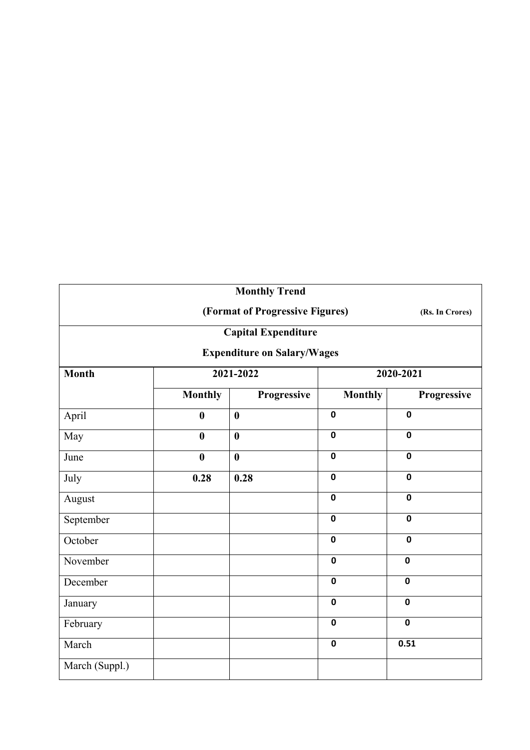| Monthly Trend<br>(Format of Progressive Figures) (Rs. In Crores) | | | | |
|---|---|---|---|---|
| **Capital Expenditure**<br>**Expenditure on Salary/Wages** | | | | |
| **Month** | **2021-2022** | | **2020-2021** | |
| | **Monthly** | **Progressive** | **Monthly** | **Progressive** |
| April | **0** | **0** | **0** | **0** |
| May | **0** | **0** | **0** | **0** |
| June | **0** | **0** | **0** | **0** |
| July | **0.28** | **0.28** | **0** | **0** |
| August | | | **0** | **0** |
| September | | | **0** | **0** |
| October | | | **0** | **0** |
| November | | | **0** | **0** |
| December | | | **0** | **0** |
| January | | | **0** | **0** |
| February | | | **0** | **0** |
| March | | | **0** | **0.51** |
| March (Suppl.) | | | | |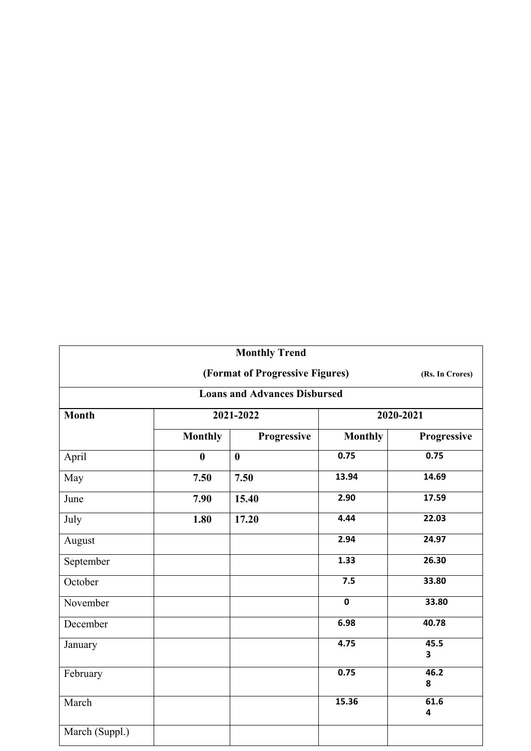| Monthly Trend (Format of Progressive Figures) (Rs. In Crores) | | | | |
|---|---|---|---|---|
| **Loans and Advances Disbursed** | | | | |
| **Month** | **2021-2022** | | **2020-2021** | |
| | **Monthly** | **Progressive** | **Monthly** | **Progressive** |
| April | **0** | **0** | **0.75** | **0.75** |
| May | **7.50** | **7.50** | **13.94** | **14.69** |
| June | **7.90** | **15.40** | **2.90** | **17.59** |
| July | **1.80** | **17.20** | **4.44** | **22.03** |
| August | | | **2.94** | **24.97** |
| September | | | **1.33** | **26.30** |
| October | | | **7.5** | **33.80** |
| November | | | **0** | **33.80** |
| December | | | **6.98** | **40.78** |
| January | | | **4.75** | **45.53** |
| February | | | **0.75** | **46.28** |
| March | | | **15.36** | **61.64** |
| March (Suppl.) | | | | |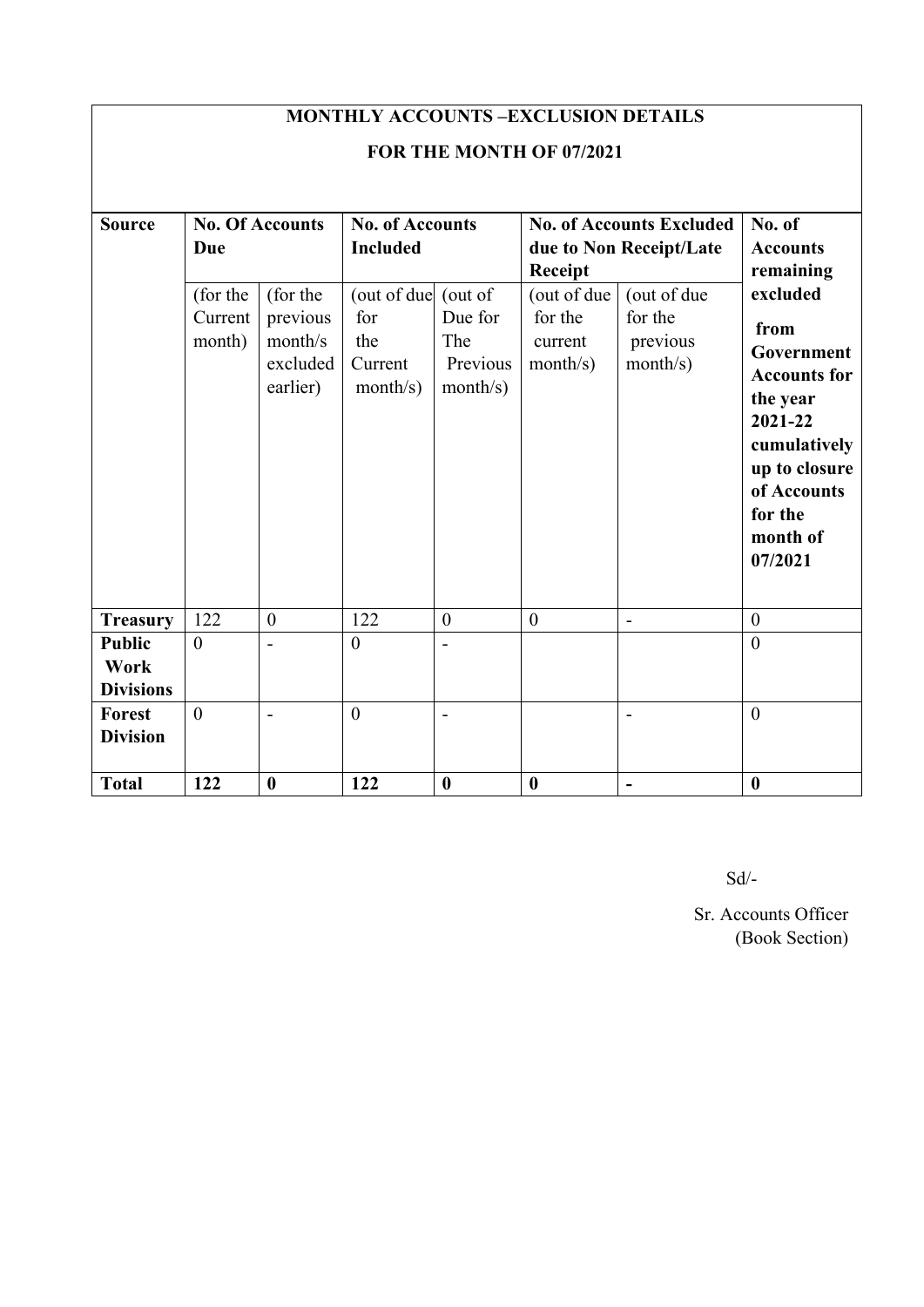**MONTHLY ACCOUNTS –EXCLUSION DETAILS**

**FOR THE MONTH OF 07/2021**

| **Source** | **No. Of Accounts Due** | | **No. of Accounts Included** | | **No. of Accounts Excluded due to Non Receipt/Late Receipt** | | **No. of Accounts remaining excluded from Government Accounts for the year 2021-22 cumulatively up to closure of Accounts for the month of 07/2021** |
|---|---|---|---|---|---|---|---|
| | (for the Current month) | (for the previous month/s excluded earlier) | (out of due for the Current month/s) | (out of Due for The Previous month/s) | (out of due for the current month/s) | (out of due for the previous month/s) | |
| **Treasury** | 122 | 0 | 122 | 0 | 0 | - | 0 |
| **Public Work Divisions** | 0 | - | 0 | - | | | 0 |
| **Forest Division** | 0 | - | 0 | - | | - | 0 |
| **Total** | **122** | **0** | **122** | **0** | **0** | **-** | **0** |

Sd/-

Sr. Accounts Officer
(Book Section)